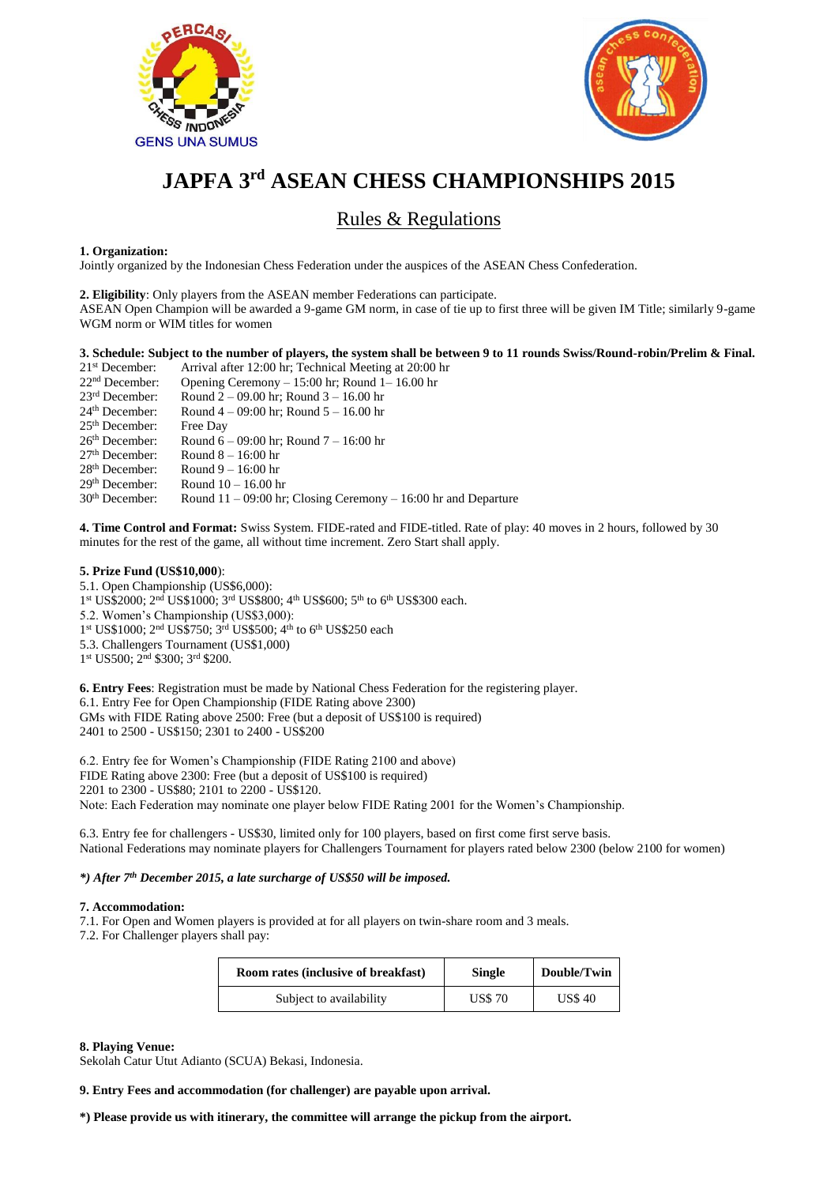# JAPFA 3rd ASEAN CHESS CHAMPIONSHIPS 2015

## Rules & Regulations

**1. Organization:**
Jointly organized by the Indonesian Chess Federation under the auspices of the ASEAN Chess Confederation.

**2. Eligibility**: Only players from the ASEAN member Federations can participate.
ASEAN Open Champion will be awarded a 9-game GM norm, in case of tie up to first three will be given IM Title; similarly 9-game WGM norm or WIM titles for women

**3. Schedule: Subject to the number of players, the system shall be between 9 to 11 rounds Swiss/Round-robin/Prelim & Final.**

| | |
|---|---|
| 21st December: | Arrival after 12:00 hr; Technical Meeting at 20:00 hr |
| 22nd December: | Opening Ceremony – 15:00 hr; Round 1– 16.00 hr |
| 23rd December: | Round 2 – 09.00 hr; Round 3 – 16.00 hr |
| 24th December: | Round 4 – 09:00 hr; Round 5 – 16:00 hr |
| 25th December: | Free Day |
| 26th December: | Round 6 – 09:00 hr; Round 7 – 16:00 hr |
| 27th December: | Round 8 – 16:00 hr |
| 28th December: | Round 9 – 16:00 hr |
| 29th December: | Round 10 – 16.00 hr |
| 30th December: | Round 11 – 09:00 hr; Closing Ceremony – 16:00 hr and Departure |

**4. Time Control and Format:** Swiss System. FIDE-rated and FIDE-titled. Rate of play: 40 moves in 2 hours, followed by 30 minutes for the rest of the game, all without time increment. Zero Start shall apply.

**5. Prize Fund (US$10,000)**:
5.1. Open Championship (US$6,000):
1st US$2000; 2nd US$1000; 3rd US$800; 4th US$600; 5th to 6th US$300 each.
5.2. Women's Championship (US$3,000):
1st US$1000; 2nd US$750; 3rd US$500; 4th to 6th US$250 each
5.3. Challengers Tournament (US$1,000)
1st US500; 2nd $300; 3rd $200.

**6. Entry Fees**: Registration must be made by National Chess Federation for the registering player.
6.1. Entry Fee for Open Championship (FIDE Rating above 2300)
GMs with FIDE Rating above 2500: Free (but a deposit of US$100 is required)
2401 to 2500 - US$150; 2301 to 2400 - US$200

6.2. Entry fee for Women's Championship (FIDE Rating 2100 and above)
FIDE Rating above 2300: Free (but a deposit of US$100 is required)
2201 to 2300 - US$80; 2101 to 2200 - US$120.
Note: Each Federation may nominate one player below FIDE Rating 2001 for the Women's Championship.

6.3. Entry fee for challengers - US$30, limited only for 100 players, based on first come first serve basis.
National Federations may nominate players for Challengers Tournament for players rated below 2300 (below 2100 for women)

***) After 7th December 2015, a late surcharge of US$50 will be imposed.***

**7. Accommodation:**
7.1. For Open and Women players is provided at for all players on twin-share room and 3 meals.
7.2. For Challenger players shall pay:

| Room rates (inclusive of breakfast) | Single | Double/Twin |
|---|---|---|
| Subject to availability | US$ 70 | US$ 40 |

**8. Playing Venue:**
Sekolah Catur Utut Adianto (SCUA) Bekasi, Indonesia.

**9. Entry Fees and accommodation (for challenger) are payable upon arrival.**

***) Please provide us with itinerary, the committee will arrange the pickup from the airport.**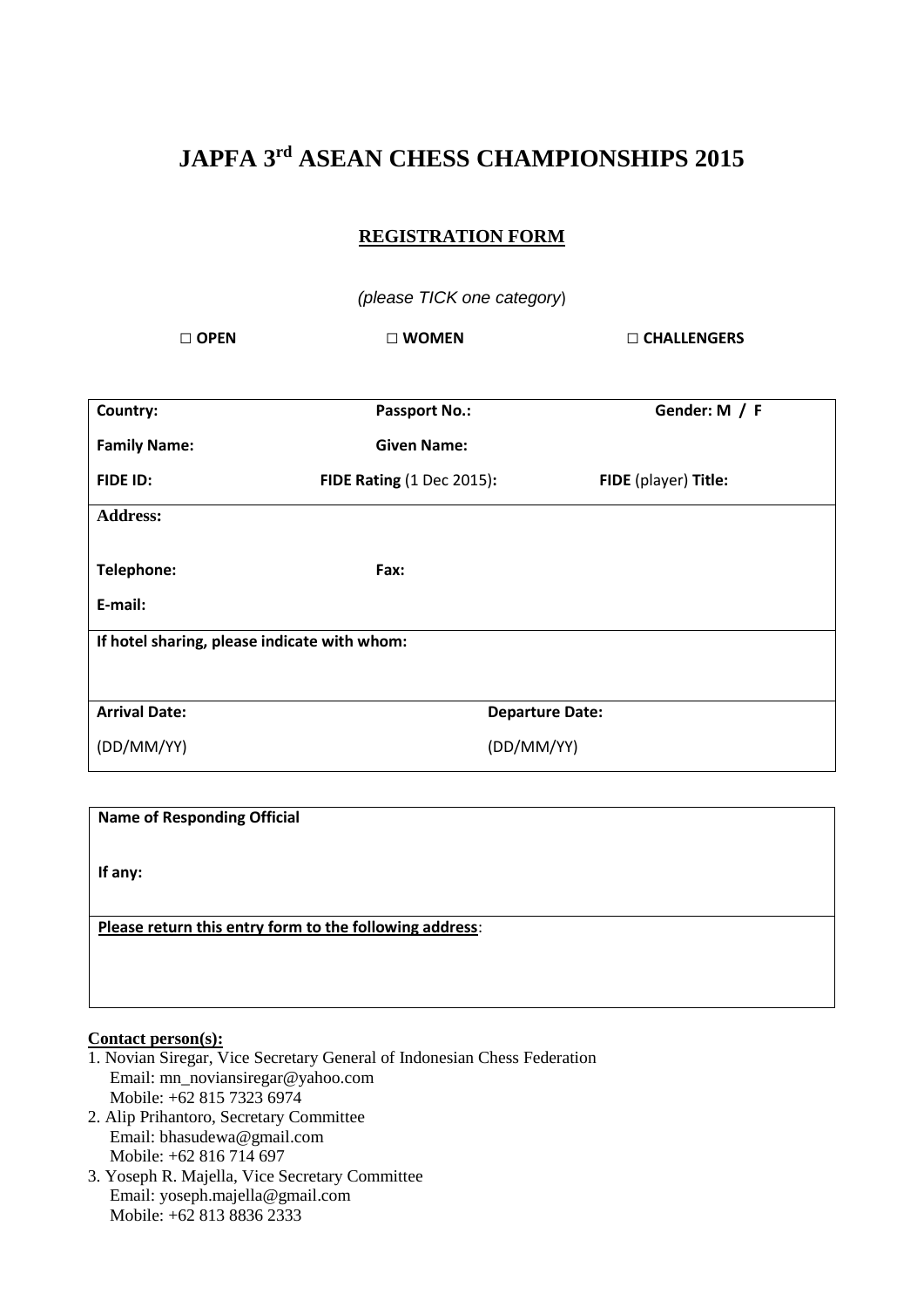# JAPFA 3rd ASEAN CHESS CHAMPIONSHIPS 2015

## REGISTRATION FORM

*(please TICK one category)*

□ **OPEN** □ **WOMEN** □ **CHALLENGERS**

| | | |
|---|---|---|
| **Country:** | **Passport No.:** | **Gender: M / F** |
| **Family Name:** | **Given Name:** | |
| **FIDE ID:** | **FIDE Rating** (1 Dec 2015)**:** | **FIDE** (player) **Title:** |
| **Address:** | | |
| **Telephone:** | **Fax:** | |
| **E-mail:** | | |
| **If hotel sharing, please indicate with whom:** | | |
| **Arrival Date:** (DD/MM/YY) | **Departure Date:** (DD/MM/YY) | |

| |
|---|
| **Name of Responding Official** |
| **If any:** |
| **Please return this entry form to the following address**: |

**Contact person(s):**

1. Novian Siregar, Vice Secretary General of Indonesian Chess Federation
   Email: mn_noviansiregar@yahoo.com
   Mobile: +62 815 7323 6974
2. Alip Prihantoro, Secretary Committee
   Email: bhasudewa@gmail.com
   Mobile: +62 816 714 697
3. Yoseph R. Majella, Vice Secretary Committee
   Email: yoseph.majella@gmail.com
   Mobile: +62 813 8836 2333